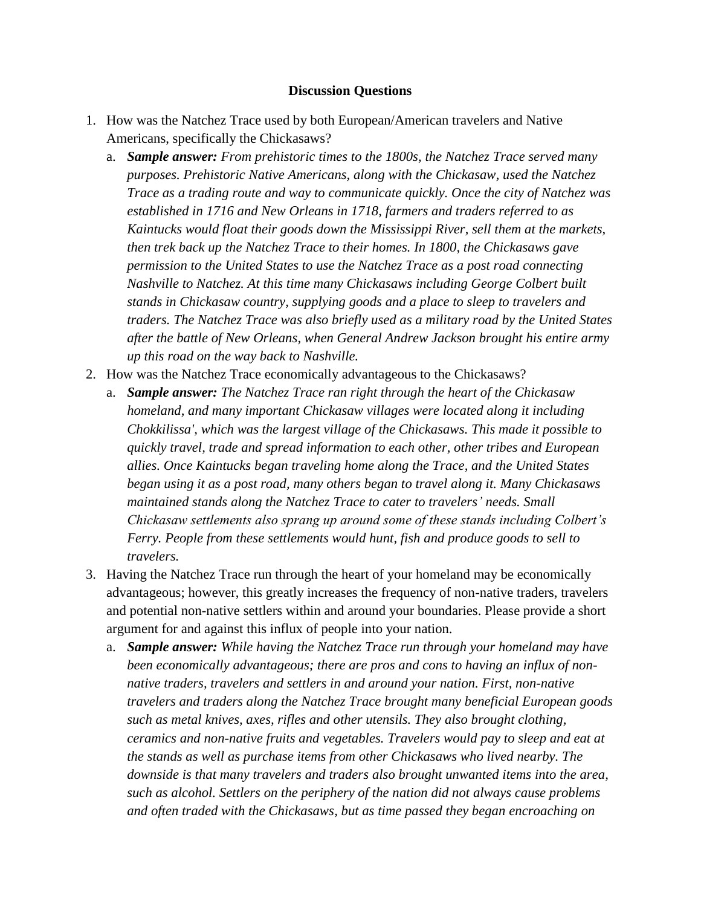**Discussion Questions**

1. How was the Natchez Trace used by both European/American travelers and Native Americans, specifically the Chickasaws?
   a. ***Sample answer:*** *From prehistoric times to the 1800s, the Natchez Trace served many purposes. Prehistoric Native Americans, along with the Chickasaw, used the Natchez Trace as a trading route and way to communicate quickly. Once the city of Natchez was established in 1716 and New Orleans in 1718, farmers and traders referred to as Kaintucks would float their goods down the Mississippi River, sell them at the markets, then trek back up the Natchez Trace to their homes. In 1800, the Chickasaws gave permission to the United States to use the Natchez Trace as a post road connecting Nashville to Natchez. At this time many Chickasaws including George Colbert built stands in Chickasaw country, supplying goods and a place to sleep to travelers and traders. The Natchez Trace was also briefly used as a military road by the United States after the battle of New Orleans, when General Andrew Jackson brought his entire army up this road on the way back to Nashville.*
2. How was the Natchez Trace economically advantageous to the Chickasaws?
   a. ***Sample answer:*** *The Natchez Trace ran right through the heart of the Chickasaw homeland, and many important Chickasaw villages were located along it including Chokkilissa', which was the largest village of the Chickasaws. This made it possible to quickly travel, trade and spread information to each other, other tribes and European allies. Once Kaintucks began traveling home along the Trace, and the United States began using it as a post road, many others began to travel along it. Many Chickasaws maintained stands along the Natchez Trace to cater to travelers' needs. Small Chickasaw settlements also sprang up around some of these stands including Colbert's Ferry. People from these settlements would hunt, fish and produce goods to sell to travelers.*
3. Having the Natchez Trace run through the heart of your homeland may be economically advantageous; however, this greatly increases the frequency of non-native traders, travelers and potential non-native settlers within and around your boundaries. Please provide a short argument for and against this influx of people into your nation.
   a. ***Sample answer:*** *While having the Natchez Trace run through your homeland may have been economically advantageous; there are pros and cons to having an influx of non-native traders, travelers and settlers in and around your nation. First, non-native travelers and traders along the Natchez Trace brought many beneficial European goods such as metal knives, axes, rifles and other utensils. They also brought clothing, ceramics and non-native fruits and vegetables. Travelers would pay to sleep and eat at the stands as well as purchase items from other Chickasaws who lived nearby. The downside is that many travelers and traders also brought unwanted items into the area, such as alcohol. Settlers on the periphery of the nation did not always cause problems and often traded with the Chickasaws, but as time passed they began encroaching on*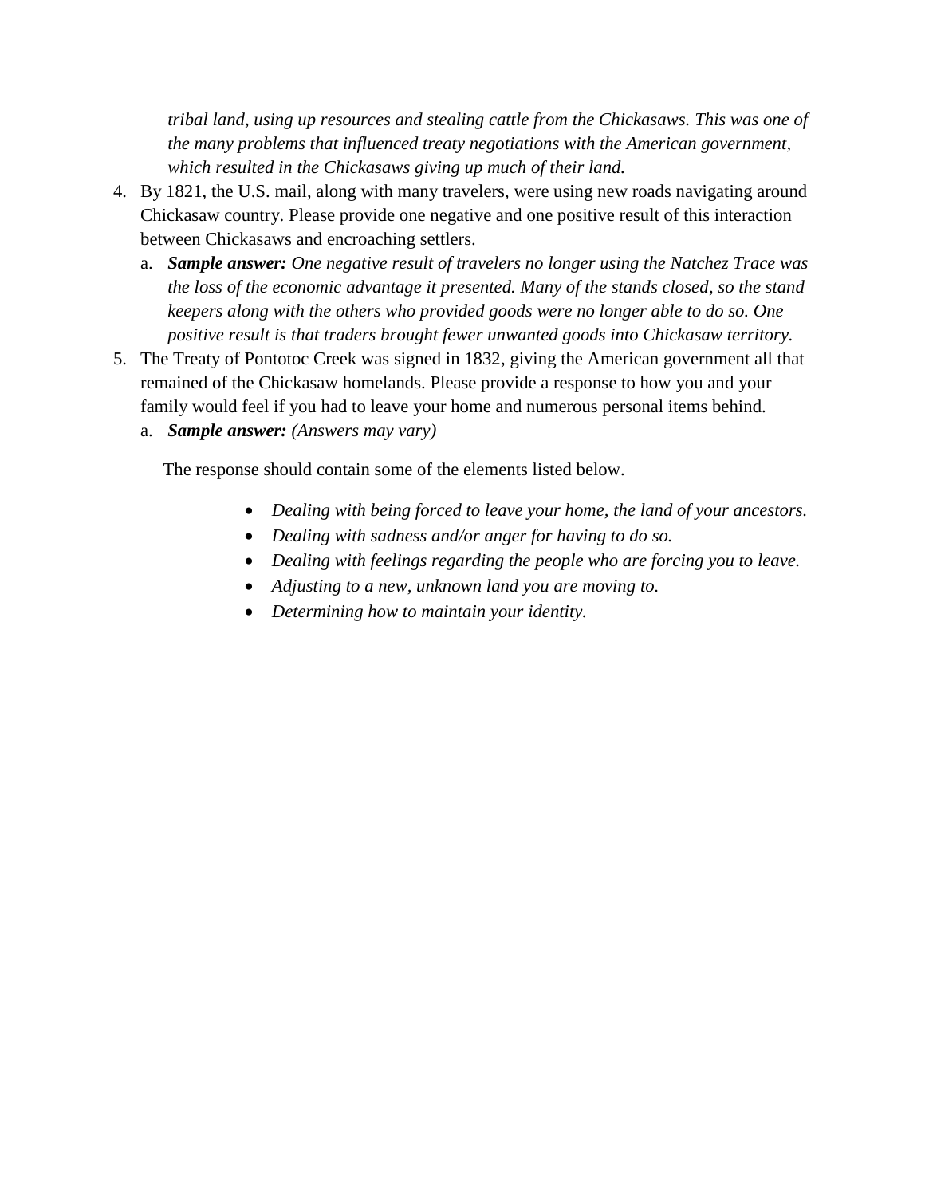*tribal land, using up resources and stealing cattle from the Chickasaws. This was one of the many problems that influenced treaty negotiations with the American government, which resulted in the Chickasaws giving up much of their land.*

4. By 1821, the U.S. mail, along with many travelers, were using new roads navigating around Chickasaw country. Please provide one negative and one positive result of this interaction between Chickasaws and encroaching settlers.
   a. ***Sample answer:*** *One negative result of travelers no longer using the Natchez Trace was the loss of the economic advantage it presented. Many of the stands closed, so the stand keepers along with the others who provided goods were no longer able to do so. One positive result is that traders brought fewer unwanted goods into Chickasaw territory.*
5. The Treaty of Pontotoc Creek was signed in 1832, giving the American government all that remained of the Chickasaw homelands. Please provide a response to how you and your family would feel if you had to leave your home and numerous personal items behind.
   a. ***Sample answer:*** *(Answers may vary)*

   The response should contain some of the elements listed below.

   - *Dealing with being forced to leave your home, the land of your ancestors.*
   - *Dealing with sadness and/or anger for having to do so.*
   - *Dealing with feelings regarding the people who are forcing you to leave.*
   - *Adjusting to a new, unknown land you are moving to.*
   - *Determining how to maintain your identity.*